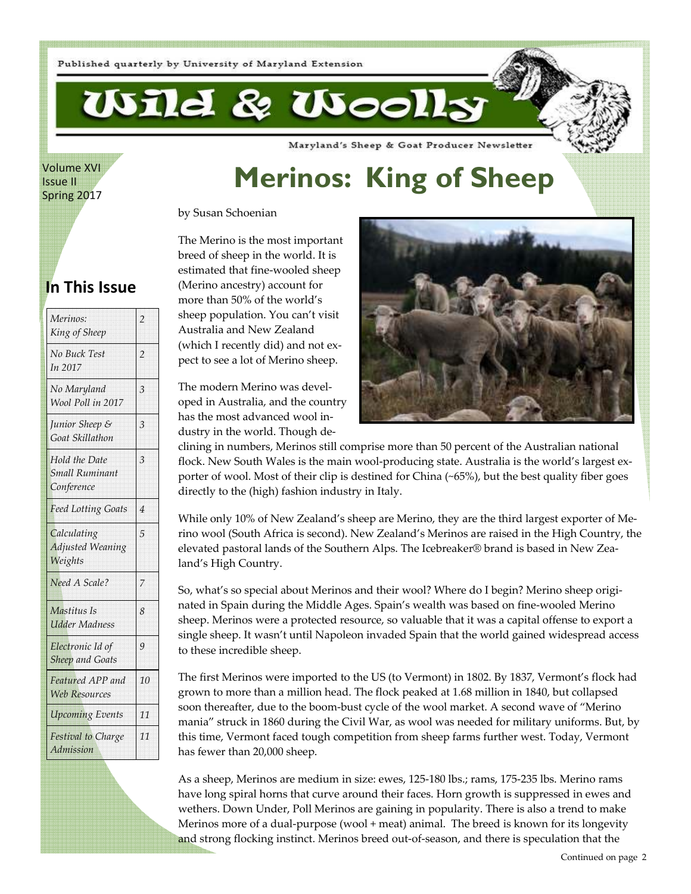Published quarterly by University of Maryland Extension

# Wild & Woolly

Maryland's Sheep & Goat Producer Newsletter

Volume XVI
Issue II
Spring 2017

## In This Issue

| | |
|---|---|
| *Merinos: King of Sheep* | *2* |
| *No Buck Test In 2017* | *2* |
| *No Maryland Wool Poll in 2017* | *3* |
| *Junior Sheep & Goat Skillathon* | *3* |
| *Hold the Date Small Ruminant Conference* | *3* |
| *Feed Lotting Goats* | *4* |
| *Calculating Adjusted Weaning Weights* | *5* |
| *Need A Scale?* | *7* |
| *Mastitus Is Udder Madness* | *8* |
| *Electronic Id of Sheep and Goats* | *9* |
| *Featured APP and Web Resources* | *10* |
| *Upcoming Events* | *11* |
| *Festival to Charge Admission* | *11* |

# Merinos: King of Sheep

by Susan Schoenian

The Merino is the most important breed of sheep in the world. It is estimated that fine-wooled sheep (Merino ancestry) account for more than 50% of the world's sheep population. You can't visit Australia and New Zealand (which I recently did) and not expect to see a lot of Merino sheep.

The modern Merino was developed in Australia, and the country has the most advanced wool industry in the world. Though declining in numbers, Merinos still comprise more than 50 percent of the Australian national flock. New South Wales is the main wool-producing state. Australia is the world's largest exporter of wool. Most of their clip is destined for China (~65%), but the best quality fiber goes directly to the (high) fashion industry in Italy.

While only 10% of New Zealand's sheep are Merino, they are the third largest exporter of Merino wool (South Africa is second). New Zealand's Merinos are raised in the High Country, the elevated pastoral lands of the Southern Alps. The Icebreaker® brand is based in New Zealand's High Country.

So, what's so special about Merinos and their wool? Where do I begin? Merino sheep originated in Spain during the Middle Ages. Spain's wealth was based on fine-wooled Merino sheep. Merinos were a protected resource, so valuable that it was a capital offense to export a single sheep. It wasn't until Napoleon invaded Spain that the world gained widespread access to these incredible sheep.

The first Merinos were imported to the US (to Vermont) in 1802. By 1837, Vermont's flock had grown to more than a million head. The flock peaked at 1.68 million in 1840, but collapsed soon thereafter, due to the boom-bust cycle of the wool market. A second wave of "Merino mania" struck in 1860 during the Civil War, as wool was needed for military uniforms. But, by this time, Vermont faced tough competition from sheep farms further west. Today, Vermont has fewer than 20,000 sheep.

As a sheep, Merinos are medium in size: ewes, 125-180 lbs.; rams, 175-235 lbs. Merino rams have long spiral horns that curve around their faces. Horn growth is suppressed in ewes and wethers. Down Under, Poll Merinos are gaining in popularity. There is also a trend to make Merinos more of a dual-purpose (wool + meat) animal. The breed is known for its longevity and strong flocking instinct. Merinos breed out-of-season, and there is speculation that the

Continued on page 2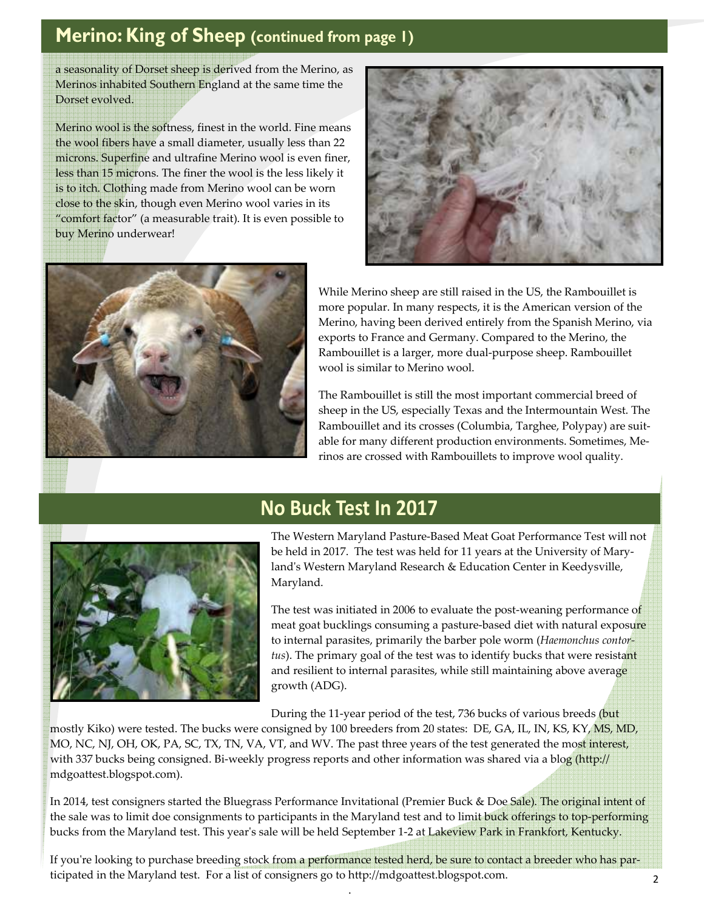## Merino: King of Sheep (continued from page 1)

a seasonality of Dorset sheep is derived from the Merino, as Merinos inhabited Southern England at the same time the Dorset evolved.

Merino wool is the softness, finest in the world. Fine means the wool fibers have a small diameter, usually less than 22 microns. Superfine and ultrafine Merino wool is even finer, less than 15 microns. The finer the wool is the less likely it is to itch. Clothing made from Merino wool can be worn close to the skin, though even Merino wool varies in its "comfort factor" (a measurable trait). It is even possible to buy Merino underwear!

While Merino sheep are still raised in the US, the Rambouillet is more popular. In many respects, it is the American version of the Merino, having been derived entirely from the Spanish Merino, via exports to France and Germany. Compared to the Merino, the Rambouillet is a larger, more dual-purpose sheep. Rambouillet wool is similar to Merino wool.

The Rambouillet is still the most important commercial breed of sheep in the US, especially Texas and the Intermountain West. The Rambouillet and its crosses (Columbia, Targhee, Polypay) are suitable for many different production environments. Sometimes, Merinos are crossed with Rambouillets to improve wool quality.

## No Buck Test In 2017

The Western Maryland Pasture-Based Meat Goat Performance Test will not be held in 2017. The test was held for 11 years at the University of Maryland's Western Maryland Research & Education Center in Keedysville, Maryland.

The test was initiated in 2006 to evaluate the post-weaning performance of meat goat bucklings consuming a pasture-based diet with natural exposure to internal parasites, primarily the barber pole worm (*Haemonchus contortus*). The primary goal of the test was to identify bucks that were resistant and resilient to internal parasites, while still maintaining above average growth (ADG).

During the 11-year period of the test, 736 bucks of various breeds (but mostly Kiko) were tested. The bucks were consigned by 100 breeders from 20 states: DE, GA, IL, IN, KS, KY, MS, MD, MO, NC, NJ, OH, OK, PA, SC, TX, TN, VA, VT, and WV. The past three years of the test generated the most interest, with 337 bucks being consigned. Bi-weekly progress reports and other information was shared via a blog (http://mdgoattest.blogspot.com).

In 2014, test consigners started the Bluegrass Performance Invitational (Premier Buck & Doe Sale). The original intent of the sale was to limit doe consignments to participants in the Maryland test and to limit buck offerings to top-performing bucks from the Maryland test. This year's sale will be held September 1-2 at Lakeview Park in Frankfort, Kentucky.

If you're looking to purchase breeding stock from a performance tested herd, be sure to contact a breeder who has participated in the Maryland test. For a list of consigners go to http://mdgoattest.blogspot.com.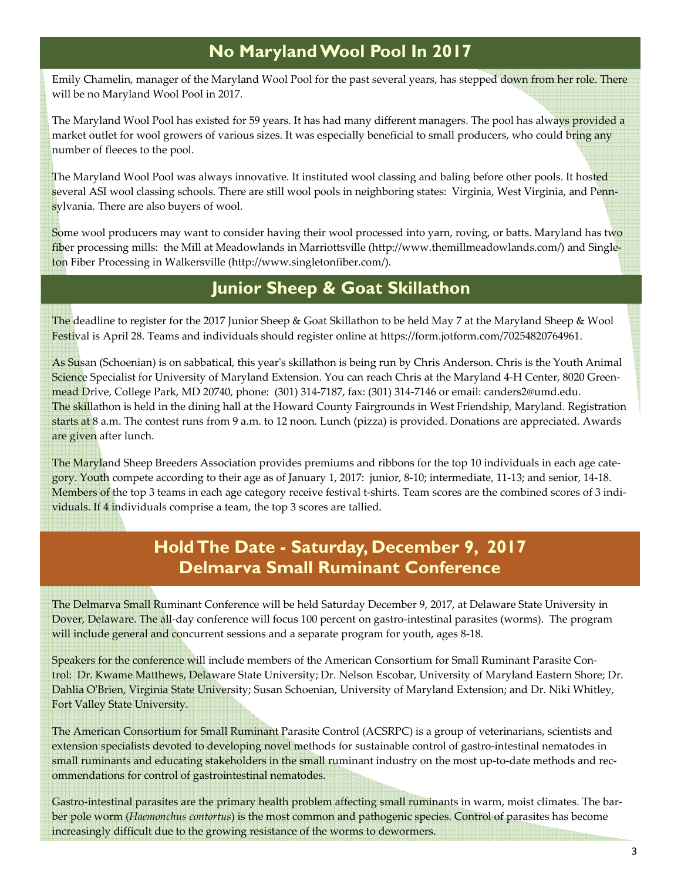## No Maryland Wool Pool In 2017

Emily Chamelin, manager of the Maryland Wool Pool for the past several years, has stepped down from her role. There will be no Maryland Wool Pool in 2017.

The Maryland Wool Pool has existed for 59 years. It has had many different managers. The pool has always provided a market outlet for wool growers of various sizes. It was especially beneficial to small producers, who could bring any number of fleeces to the pool.

The Maryland Wool Pool was always innovative. It instituted wool classing and baling before other pools. It hosted several ASI wool classing schools. There are still wool pools in neighboring states: Virginia, West Virginia, and Pennsylvania. There are also buyers of wool.

Some wool producers may want to consider having their wool processed into yarn, roving, or batts. Maryland has two fiber processing mills: the Mill at Meadowlands in Marriottsville (http://www.themillmeadowlands.com/) and Singleton Fiber Processing in Walkersville (http://www.singletonfiber.com/).

## Junior Sheep & Goat Skillathon

The deadline to register for the 2017 Junior Sheep & Goat Skillathon to be held May 7 at the Maryland Sheep & Wool Festival is April 28. Teams and individuals should register online at https://form.jotform.com/70254820764961.

As Susan (Schoenian) is on sabbatical, this year's skillathon is being run by Chris Anderson. Chris is the Youth Animal Science Specialist for University of Maryland Extension. You can reach Chris at the Maryland 4-H Center, 8020 Greenmead Drive, College Park, MD 20740, phone: (301) 314-7187, fax: (301) 314-7146 or email: canders2@umd.edu. The skillathon is held in the dining hall at the Howard County Fairgrounds in West Friendship, Maryland. Registration starts at 8 a.m. The contest runs from 9 a.m. to 12 noon. Lunch (pizza) is provided. Donations are appreciated. Awards are given after lunch.

The Maryland Sheep Breeders Association provides premiums and ribbons for the top 10 individuals in each age category. Youth compete according to their age as of January 1, 2017: junior, 8-10; intermediate, 11-13; and senior, 14-18. Members of the top 3 teams in each age category receive festival t-shirts. Team scores are the combined scores of 3 individuals. If 4 individuals comprise a team, the top 3 scores are tallied.

## Hold The Date - Saturday, December 9, 2017 Delmarva Small Ruminant Conference

The Delmarva Small Ruminant Conference will be held Saturday December 9, 2017, at Delaware State University in Dover, Delaware. The all-day conference will focus 100 percent on gastro-intestinal parasites (worms). The program will include general and concurrent sessions and a separate program for youth, ages 8-18.

Speakers for the conference will include members of the American Consortium for Small Ruminant Parasite Control: Dr. Kwame Matthews, Delaware State University; Dr. Nelson Escobar, University of Maryland Eastern Shore; Dr. Dahlia O'Brien, Virginia State University; Susan Schoenian, University of Maryland Extension; and Dr. Niki Whitley, Fort Valley State University.

The American Consortium for Small Ruminant Parasite Control (ACSRPC) is a group of veterinarians, scientists and extension specialists devoted to developing novel methods for sustainable control of gastro-intestinal nematodes in small ruminants and educating stakeholders in the small ruminant industry on the most up-to-date methods and recommendations for control of gastrointestinal nematodes.

Gastro-intestinal parasites are the primary health problem affecting small ruminants in warm, moist climates. The barber pole worm (*Haemonchus contortus*) is the most common and pathogenic species. Control of parasites has become increasingly difficult due to the growing resistance of the worms to dewormers.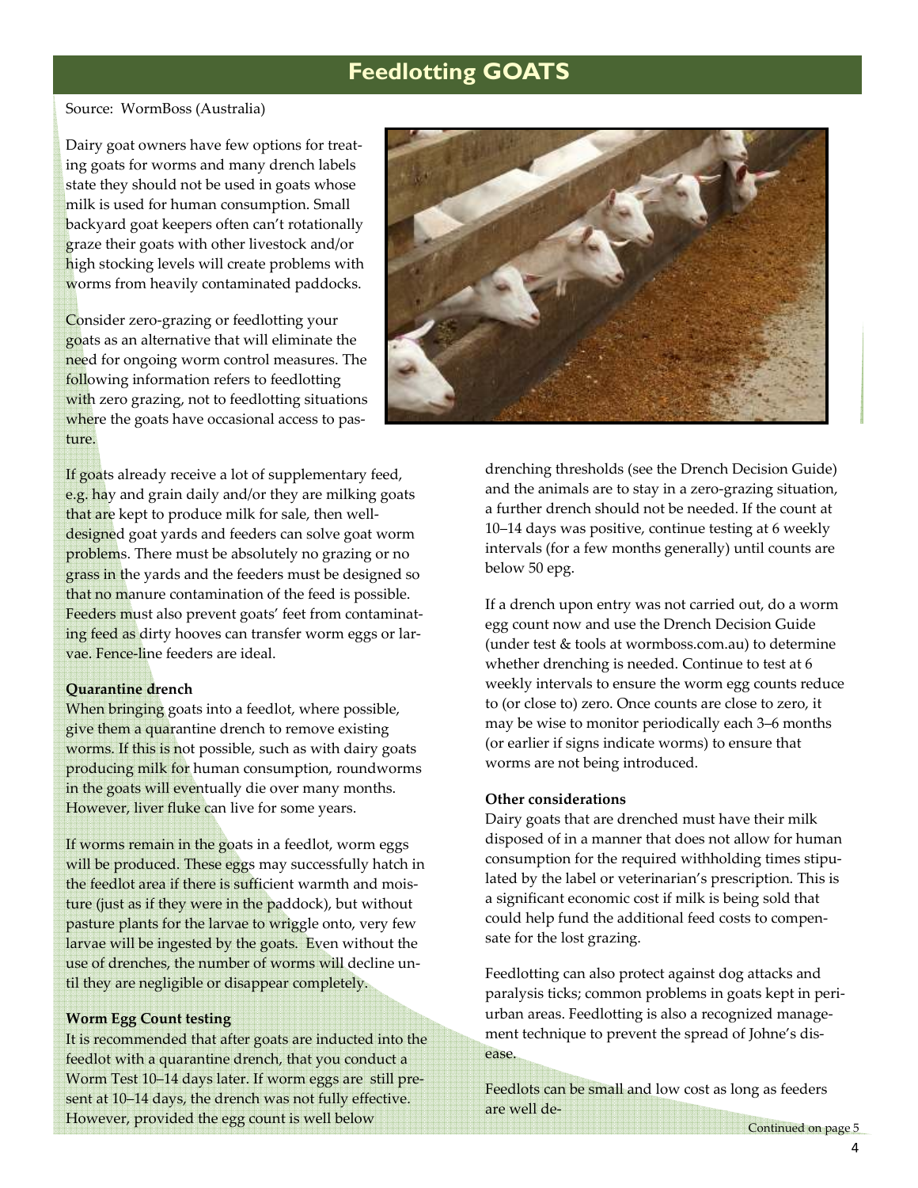# Feedlotting GOATS

Source: WormBoss (Australia)

Dairy goat owners have few options for treating goats for worms and many drench labels state they should not be used in goats whose milk is used for human consumption. Small backyard goat keepers often can't rotationally graze their goats with other livestock and/or high stocking levels will create problems with worms from heavily contaminated paddocks.

Consider zero-grazing or feedlotting your goats as an alternative that will eliminate the need for ongoing worm control measures. The following information refers to feedlotting with zero grazing, not to feedlotting situations where the goats have occasional access to pasture.

If goats already receive a lot of supplementary feed, e.g. hay and grain daily and/or they are milking goats that are kept to produce milk for sale, then well-designed goat yards and feeders can solve goat worm problems. There must be absolutely no grazing or no grass in the yards and the feeders must be designed so that no manure contamination of the feed is possible. Feeders must also prevent goats' feet from contaminating feed as dirty hooves can transfer worm eggs or larvae. Fence-line feeders are ideal.

**Quarantine drench**

When bringing goats into a feedlot, where possible, give them a quarantine drench to remove existing worms. If this is not possible, such as with dairy goats producing milk for human consumption, roundworms in the goats will eventually die over many months. However, liver fluke can live for some years.

If worms remain in the goats in a feedlot, worm eggs will be produced. These eggs may successfully hatch in the feedlot area if there is sufficient warmth and moisture (just as if they were in the paddock), but without pasture plants for the larvae to wriggle onto, very few larvae will be ingested by the goats. Even without the use of drenches, the number of worms will decline until they are negligible or disappear completely.

**Worm Egg Count testing**

It is recommended that after goats are inducted into the feedlot with a quarantine drench, that you conduct a Worm Test 10–14 days later. If worm eggs are still present at 10–14 days, the drench was not fully effective. However, provided the egg count is well below drenching thresholds (see the Drench Decision Guide) and the animals are to stay in a zero-grazing situation, a further drench should not be needed. If the count at 10–14 days was positive, continue testing at 6 weekly intervals (for a few months generally) until counts are below 50 epg.

If a drench upon entry was not carried out, do a worm egg count now and use the Drench Decision Guide (under test & tools at wormboss.com.au) to determine whether drenching is needed. Continue to test at 6 weekly intervals to ensure the worm egg counts reduce to (or close to) zero. Once counts are close to zero, it may be wise to monitor periodically each 3–6 months (or earlier if signs indicate worms) to ensure that worms are not being introduced.

**Other considerations**

Dairy goats that are drenched must have their milk disposed of in a manner that does not allow for human consumption for the required withholding times stipulated by the label or veterinarian's prescription. This is a significant economic cost if milk is being sold that could help fund the additional feed costs to compensate for the lost grazing.

Feedlotting can also protect against dog attacks and paralysis ticks; common problems in goats kept in peri-urban areas. Feedlotting is also a recognized management technique to prevent the spread of Johne's disease.

Feedlots can be small and low cost as long as feeders are well de-

Continued on page 5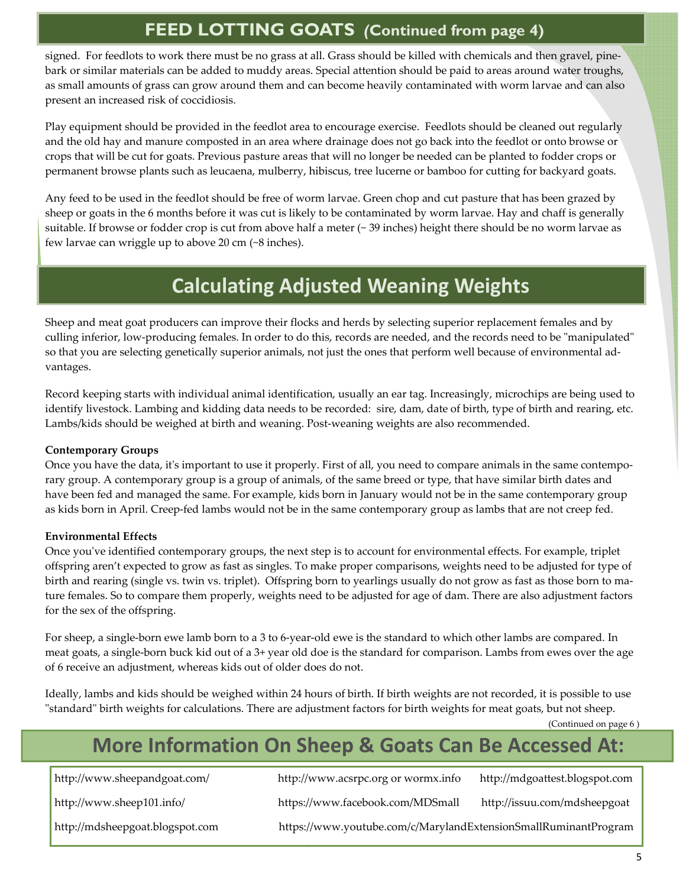## FEED LOTTING GOATS *(Continued from page 4)*

signed. For feedlots to work there must be no grass at all. Grass should be killed with chemicals and then gravel, pine-bark or similar materials can be added to muddy areas. Special attention should be paid to areas around water troughs, as small amounts of grass can grow around them and can become heavily contaminated with worm larvae and can also present an increased risk of coccidiosis.

Play equipment should be provided in the feedlot area to encourage exercise. Feedlots should be cleaned out regularly and the old hay and manure composted in an area where drainage does not go back into the feedlot or onto browse or crops that will be cut for goats. Previous pasture areas that will no longer be needed can be planted to fodder crops or permanent browse plants such as leucaena, mulberry, hibiscus, tree lucerne or bamboo for cutting for backyard goats.

Any feed to be used in the feedlot should be free of worm larvae. Green chop and cut pasture that has been grazed by sheep or goats in the 6 months before it was cut is likely to be contaminated by worm larvae. Hay and chaff is generally suitable. If browse or fodder crop is cut from above half a meter (~ 39 inches) height there should be no worm larvae as few larvae can wriggle up to above 20 cm (~8 inches).

## Calculating Adjusted Weaning Weights

Sheep and meat goat producers can improve their flocks and herds by selecting superior replacement females and by culling inferior, low-producing females. In order to do this, records are needed, and the records need to be "manipulated" so that you are selecting genetically superior animals, not just the ones that perform well because of environmental advantages.

Record keeping starts with individual animal identification, usually an ear tag. Increasingly, microchips are being used to identify livestock. Lambing and kidding data needs to be recorded: sire, dam, date of birth, type of birth and rearing, etc. Lambs/kids should be weighed at birth and weaning. Post-weaning weights are also recommended.

**Contemporary Groups**

Once you have the data, it's important to use it properly. First of all, you need to compare animals in the same contemporary group. A contemporary group is a group of animals, of the same breed or type, that have similar birth dates and have been fed and managed the same. For example, kids born in January would not be in the same contemporary group as kids born in April. Creep-fed lambs would not be in the same contemporary group as lambs that are not creep fed.

**Environmental Effects**

Once you've identified contemporary groups, the next step is to account for environmental effects. For example, triplet offspring aren't expected to grow as fast as singles. To make proper comparisons, weights need to be adjusted for type of birth and rearing (single vs. twin vs. triplet). Offspring born to yearlings usually do not grow as fast as those born to mature females. So to compare them properly, weights need to be adjusted for age of dam. There are also adjustment factors for the sex of the offspring.

For sheep, a single-born ewe lamb born to a 3 to 6-year-old ewe is the standard to which other lambs are compared. In meat goats, a single-born buck kid out of a 3+ year old doe is the standard for comparison. Lambs from ewes over the age of 6 receive an adjustment, whereas kids out of older does do not.

Ideally, lambs and kids should be weighed within 24 hours of birth. If birth weights are not recorded, it is possible to use "standard" birth weights for calculations. There are adjustment factors for birth weights for meat goats, but not sheep.

(Continued on page 6 )

## More Information On Sheep & Goats Can Be Accessed At:

http://www.sheepandgoat.com/

http://www.sheep101.info/

http://mdsheepgoat.blogspot.com

http://www.acsrpc.org or wormx.info

https://www.facebook.com/MDSmall

https://www.youtube.com/c/MarylandExtensionSmallRuminantProgram

http://mdgoattest.blogspot.com

http://issuu.com/mdsheepgoat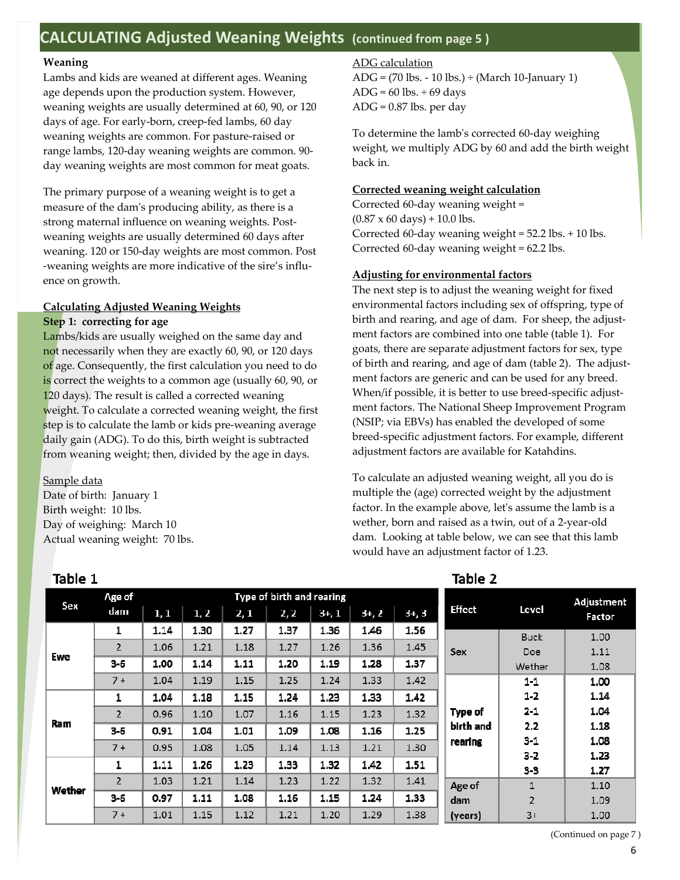## CALCULATING Adjusted Weaning Weights (continued from page 5 )

**Weaning**

Lambs and kids are weaned at different ages. Weaning age depends upon the production system. However, weaning weights are usually determined at 60, 90, or 120 days of age. For early-born, creep-fed lambs, 60 day weaning weights are common. For pasture-raised or range lambs, 120-day weaning weights are common. 90-day weaning weights are most common for meat goats.

The primary purpose of a weaning weight is to get a measure of the dam's producing ability, as there is a strong maternal influence on weaning weights. Post-weaning weights are usually determined 60 days after weaning. 120 or 150-day weights are most common. Post -weaning weights are more indicative of the sire's influence on growth.

**Calculating Adjusted Weaning Weights**

**Step 1: correcting for age**

Lambs/kids are usually weighed on the same day and not necessarily when they are exactly 60, 90, or 120 days of age. Consequently, the first calculation you need to do is correct the weights to a common age (usually 60, 90, or 120 days). The result is called a corrected weaning weight. To calculate a corrected weaning weight, the first step is to calculate the lamb or kids pre-weaning average daily gain (ADG). To do this, birth weight is subtracted from weaning weight; then, divided by the age in days.

Sample data
Date of birth: January 1
Birth weight: 10 lbs.
Day of weighing: March 10
Actual weaning weight: 70 lbs.

ADG calculation
ADG = (70 lbs. - 10 lbs.) ÷ (March 10-January 1)
ADG = 60 lbs. ÷ 69 days
ADG = 0.87 lbs. per day

To determine the lamb's corrected 60-day weighing weight, we multiply ADG by 60 and add the birth weight back in.

**Corrected weaning weight calculation**

Corrected 60-day weaning weight =
(0.87 x 60 days) + 10.0 lbs.
Corrected 60-day weaning weight = 52.2 lbs. + 10 lbs.
Corrected 60-day weaning weight = 62.2 lbs.

**Adjusting for environmental factors**

The next step is to adjust the weaning weight for fixed environmental factors including sex of offspring, type of birth and rearing, and age of dam. For sheep, the adjustment factors are combined into one table (table 1). For goats, there are separate adjustment factors for sex, type of birth and rearing, and age of dam (table 2). The adjustment factors are generic and can be used for any breed. When/if possible, it is better to use breed-specific adjustment factors. The National Sheep Improvement Program (NSIP; via EBVs) has enabled the developed of some breed-specific adjustment factors. For example, different adjustment factors are available for Katahdins.

To calculate an adjusted weaning weight, all you do is multiple the (age) corrected weight by the adjustment factor. In the example above, let's assume the lamb is a wether, born and raised as a twin, out of a 2-year-old dam. Looking at table below, we can see that this lamb would have an adjustment factor of 1.23.

**Table 1**

| Sex | Age of dam | Type of birth and rearing | | | | | | |
|---|---|---|---|---|---|---|---|---|
| | | 1, 1 | 1, 2 | 2, 1 | 2, 2 | 3+, 1 | 3+, 2 | 3+, 3 |
| Ewe | 1 | 1.14 | 1.30 | 1.27 | 1.37 | 1.36 | 1.46 | 1.56 |
| | 2 | 1.06 | 1.21 | 1.18 | 1.27 | 1.26 | 1.36 | 1.45 |
| | 3-6 | 1.00 | 1.14 | 1.11 | 1.20 | 1.19 | 1.28 | 1.37 |
| | 7+ | 1.04 | 1.19 | 1.15 | 1.25 | 1.24 | 1.33 | 1.42 |
| Ram | 1 | 1.04 | 1.18 | 1.15 | 1.24 | 1.23 | 1.33 | 1.42 |
| | 2 | 0.96 | 1.10 | 1.07 | 1.16 | 1.15 | 1.23 | 1.32 |
| | 3-6 | 0.91 | 1.04 | 1.01 | 1.09 | 1.08 | 1.16 | 1.25 |
| | 7+ | 0.95 | 1.08 | 1.05 | 1.14 | 1.13 | 1.21 | 1.30 |
| Wether | 1 | 1.11 | 1.26 | 1.23 | 1.33 | 1.32 | 1.42 | 1.51 |
| | 2 | 1.03 | 1.21 | 1.14 | 1.23 | 1.22 | 1.32 | 1.41 |
| | 3-6 | 0.97 | 1.11 | 1.08 | 1.16 | 1.15 | 1.24 | 1.33 |
| | 7+ | 1.01 | 1.15 | 1.12 | 1.21 | 1.20 | 1.29 | 1.38 |

**Table 2**

| Effect | Level | Adjustment Factor |
|---|---|---|
| Sex | Buck | 1.00 |
| | Doe | 1.11 |
| | Wether | 1.08 |
| Type of birth and rearing | 1-1 | 1.00 |
| | 1-2 | 1.14 |
| | 2-1 | 1.04 |
| | 2.2 | 1.18 |
| | 3-1 | 1.08 |
| | 3-2 | 1.23 |
| | 3-3 | 1.27 |
| Age of dam (years) | 1 | 1.10 |
| | 2 | 1.09 |
| | 3+ | 1.00 |

(Continued on page 7 )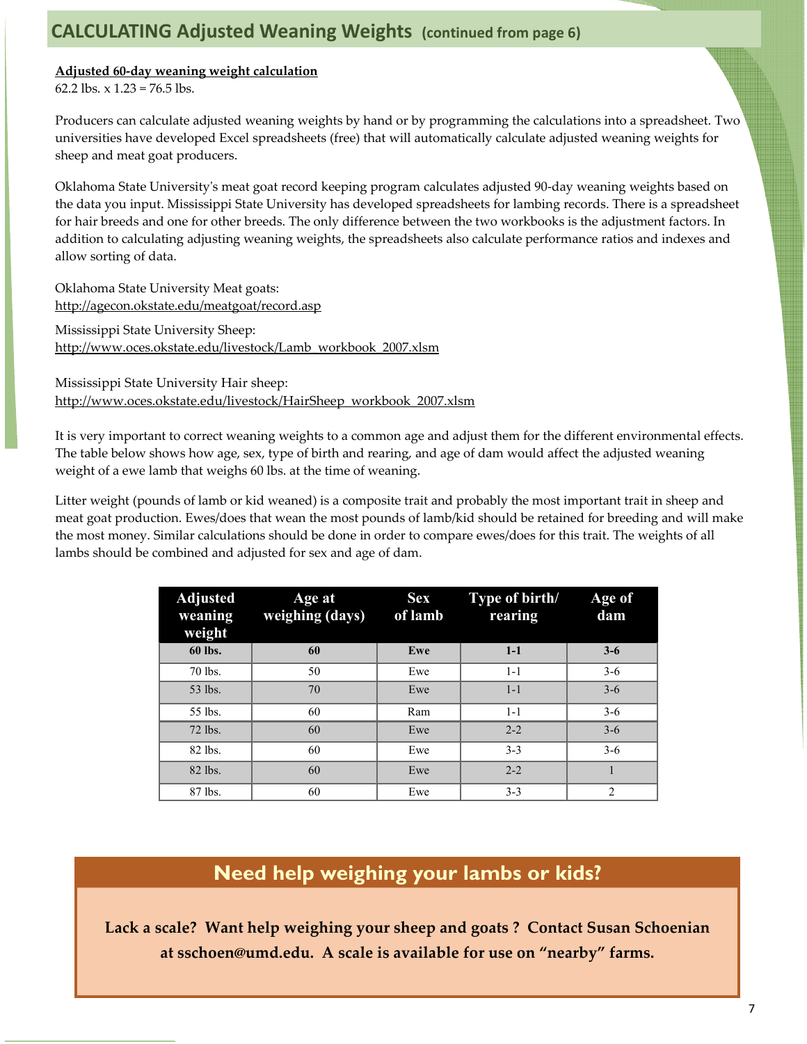## CALCULATING Adjusted Weaning Weights (continued from page 6)

**Adjusted 60-day weaning weight calculation**

62.2 lbs. x 1.23 = 76.5 lbs.

Producers can calculate adjusted weaning weights by hand or by programming the calculations into a spreadsheet. Two universities have developed Excel spreadsheets (free) that will automatically calculate adjusted weaning weights for sheep and meat goat producers.

Oklahoma State University's meat goat record keeping program calculates adjusted 90-day weaning weights based on the data you input. Mississippi State University has developed spreadsheets for lambing records. There is a spreadsheet for hair breeds and one for other breeds. The only difference between the two workbooks is the adjustment factors. In addition to calculating adjusting weaning weights, the spreadsheets also calculate performance ratios and indexes and allow sorting of data.

Oklahoma State University Meat goats:
http://agecon.okstate.edu/meatgoat/record.asp

Mississippi State University Sheep:
http://www.oces.okstate.edu/livestock/Lamb_workbook_2007.xlsm

Mississippi State University Hair sheep:
http://www.oces.okstate.edu/livestock/HairSheep_workbook_2007.xlsm

It is very important to correct weaning weights to a common age and adjust them for the different environmental effects. The table below shows how age, sex, type of birth and rearing, and age of dam would affect the adjusted weaning weight of a ewe lamb that weighs 60 lbs. at the time of weaning.

Litter weight (pounds of lamb or kid weaned) is a composite trait and probably the most important trait in sheep and meat goat production. Ewes/does that wean the most pounds of lamb/kid should be retained for breeding and will make the most money. Similar calculations should be done in order to compare ewes/does for this trait. The weights of all lambs should be combined and adjusted for sex and age of dam.

| Adjusted weaning weight | Age at weighing (days) | Sex of lamb | Type of birth/ rearing | Age of dam |
|---|---|---|---|---|
| **60 lbs.** | **60** | **Ewe** | **1-1** | **3-6** |
| 70 lbs. | 50 | Ewe | 1-1 | 3-6 |
| 53 lbs. | 70 | Ewe | 1-1 | 3-6 |
| 55 lbs. | 60 | Ram | 1-1 | 3-6 |
| 72 lbs. | 60 | Ewe | 2-2 | 3-6 |
| 82 lbs. | 60 | Ewe | 3-3 | 3-6 |
| 82 lbs. | 60 | Ewe | 2-2 | 1 |
| 87 lbs. | 60 | Ewe | 3-3 | 2 |

## Need help weighing your lambs or kids?

**Lack a scale? Want help weighing your sheep and goats ? Contact Susan Schoenian at sschoen@umd.edu. A scale is available for use on "nearby" farms.**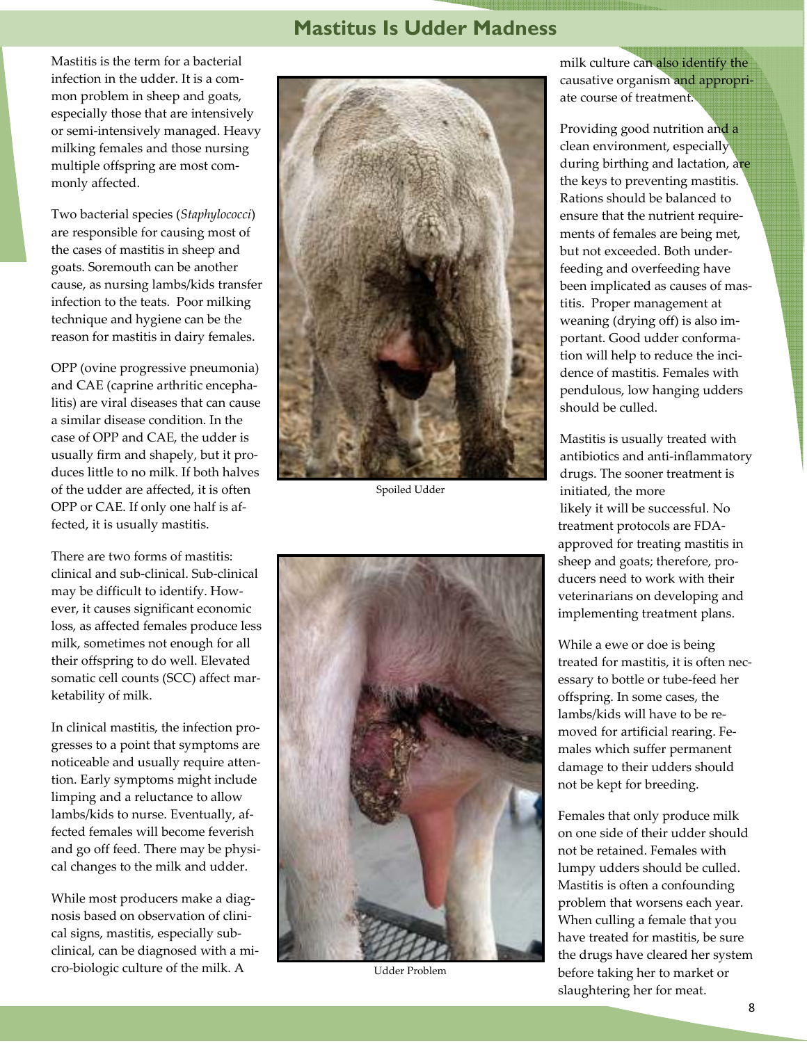# Mastitus Is Udder Madness

Mastitis is the term for a bacterial infection in the udder. It is a common problem in sheep and goats, especially those that are intensively or semi-intensively managed. Heavy milking females and those nursing multiple offspring are most commonly affected.

Two bacterial species (*Staphylococci*) are responsible for causing most of the cases of mastitis in sheep and goats. Soremouth can be another cause, as nursing lambs/kids transfer infection to the teats. Poor milking technique and hygiene can be the reason for mastitis in dairy females.

OPP (ovine progressive pneumonia) and CAE (caprine arthritic encephalitis) are viral diseases that can cause a similar disease condition. In the case of OPP and CAE, the udder is usually firm and shapely, but it produces little to no milk. If both halves of the udder are affected, it is often OPP or CAE. If only one half is affected, it is usually mastitis.

There are two forms of mastitis: clinical and sub-clinical. Sub-clinical may be difficult to identify. However, it causes significant economic loss, as affected females produce less milk, sometimes not enough for all their offspring to do well. Elevated somatic cell counts (SCC) affect marketability of milk.

In clinical mastitis, the infection progresses to a point that symptoms are noticeable and usually require attention. Early symptoms might include limping and a reluctance to allow lambs/kids to nurse. Eventually, affected females will become feverish and go off feed. There may be physical changes to the milk and udder.

While most producers make a diagnosis based on observation of clinical signs, mastitis, especially subclinical, can be diagnosed with a micro-biologic culture of the milk. A milk culture can also identify the causative organism and appropriate course of treatment.

Spoiled Udder

Udder Problem

Providing good nutrition and a clean environment, especially during birthing and lactation, are the keys to preventing mastitis. Rations should be balanced to ensure that the nutrient requirements of females are being met, but not exceeded. Both underfeeding and overfeeding have been implicated as causes of mastitis. Proper management at weaning (drying off) is also important. Good udder conformation will help to reduce the incidence of mastitis. Females with pendulous, low hanging udders should be culled.

Mastitis is usually treated with antibiotics and anti-inflammatory drugs. The sooner treatment is initiated, the more likely it will be successful. No treatment protocols are FDA-approved for treating mastitis in sheep and goats; therefore, producers need to work with their veterinarians on developing and implementing treatment plans.

While a ewe or doe is being treated for mastitis, it is often necessary to bottle or tube-feed her offspring. In some cases, the lambs/kids will have to be removed for artificial rearing. Females which suffer permanent damage to their udders should not be kept for breeding.

Females that only produce milk on one side of their udder should not be retained. Females with lumpy udders should be culled. Mastitis is often a confounding problem that worsens each year. When culling a female that you have treated for mastitis, be sure the drugs have cleared her system before taking her to market or slaughtering her for meat.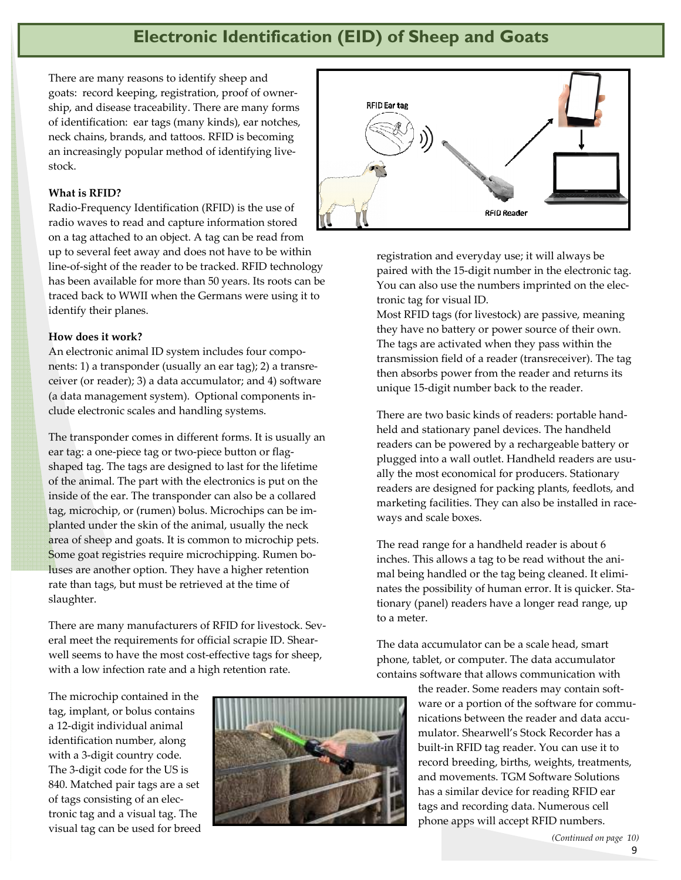# Electronic Identification (EID) of Sheep and Goats

There are many reasons to identify sheep and goats: record keeping, registration, proof of ownership, and disease traceability. There are many forms of identification: ear tags (many kinds), ear notches, neck chains, brands, and tattoos. RFID is becoming an increasingly popular method of identifying livestock.

**What is RFID?**

Radio-Frequency Identification (RFID) is the use of radio waves to read and capture information stored on a tag attached to an object. A tag can be read from up to several feet away and does not have to be within line-of-sight of the reader to be tracked. RFID technology has been available for more than 50 years. Its roots can be traced back to WWII when the Germans were using it to identify their planes.

**How does it work?**

An electronic animal ID system includes four components: 1) a transponder (usually an ear tag); 2) a transreceiver (or reader); 3) a data accumulator; and 4) software (a data management system). Optional components include electronic scales and handling systems.

The transponder comes in different forms. It is usually an ear tag: a one-piece tag or two-piece button or flag-shaped tag. The tags are designed to last for the lifetime of the animal. The part with the electronics is put on the inside of the ear. The transponder can also be a collared tag, microchip, or (rumen) bolus. Microchips can be implanted under the skin of the animal, usually the neck area of sheep and goats. It is common to microchip pets. Some goat registries require microchipping. Rumen boluses are another option. They have a higher retention rate than tags, but must be retrieved at the time of slaughter.

There are many manufacturers of RFID for livestock. Several meet the requirements for official scrapie ID. Shearwell seems to have the most cost-effective tags for sheep, with a low infection rate and a high retention rate.

The microchip contained in the tag, implant, or bolus contains a 12-digit individual animal identification number, along with a 3-digit country code. The 3-digit code for the US is 840. Matched pair tags are a set of tags consisting of an electronic tag and a visual tag. The visual tag can be used for breed registration and everyday use; it will always be paired with the 15-digit number in the electronic tag. You can also use the numbers imprinted on the electronic tag for visual ID.

Most RFID tags (for livestock) are passive, meaning they have no battery or power source of their own. The tags are activated when they pass within the transmission field of a reader (transreceiver). The tag then absorbs power from the reader and returns its unique 15-digit number back to the reader.

There are two basic kinds of readers: portable handheld and stationary panel devices. The handheld readers can be powered by a rechargeable battery or plugged into a wall outlet. Handheld readers are usually the most economical for producers. Stationary readers are designed for packing plants, feedlots, and marketing facilities. They can also be installed in raceways and scale boxes.

The read range for a handheld reader is about 6 inches. This allows a tag to be read without the animal being handled or the tag being cleaned. It eliminates the possibility of human error. It is quicker. Stationary (panel) readers have a longer read range, up to a meter.

The data accumulator can be a scale head, smart phone, tablet, or computer. The data accumulator contains software that allows communication with the reader. Some readers may contain software or a portion of the software for communications between the reader and data accumulator. Shearwell's Stock Recorder has a built-in RFID tag reader. You can use it to record breeding, births, weights, treatments, and movements. TGM Software Solutions has a similar device for reading RFID ear tags and recording data. Numerous cell phone apps will accept RFID numbers.

*(Continued on page 10)*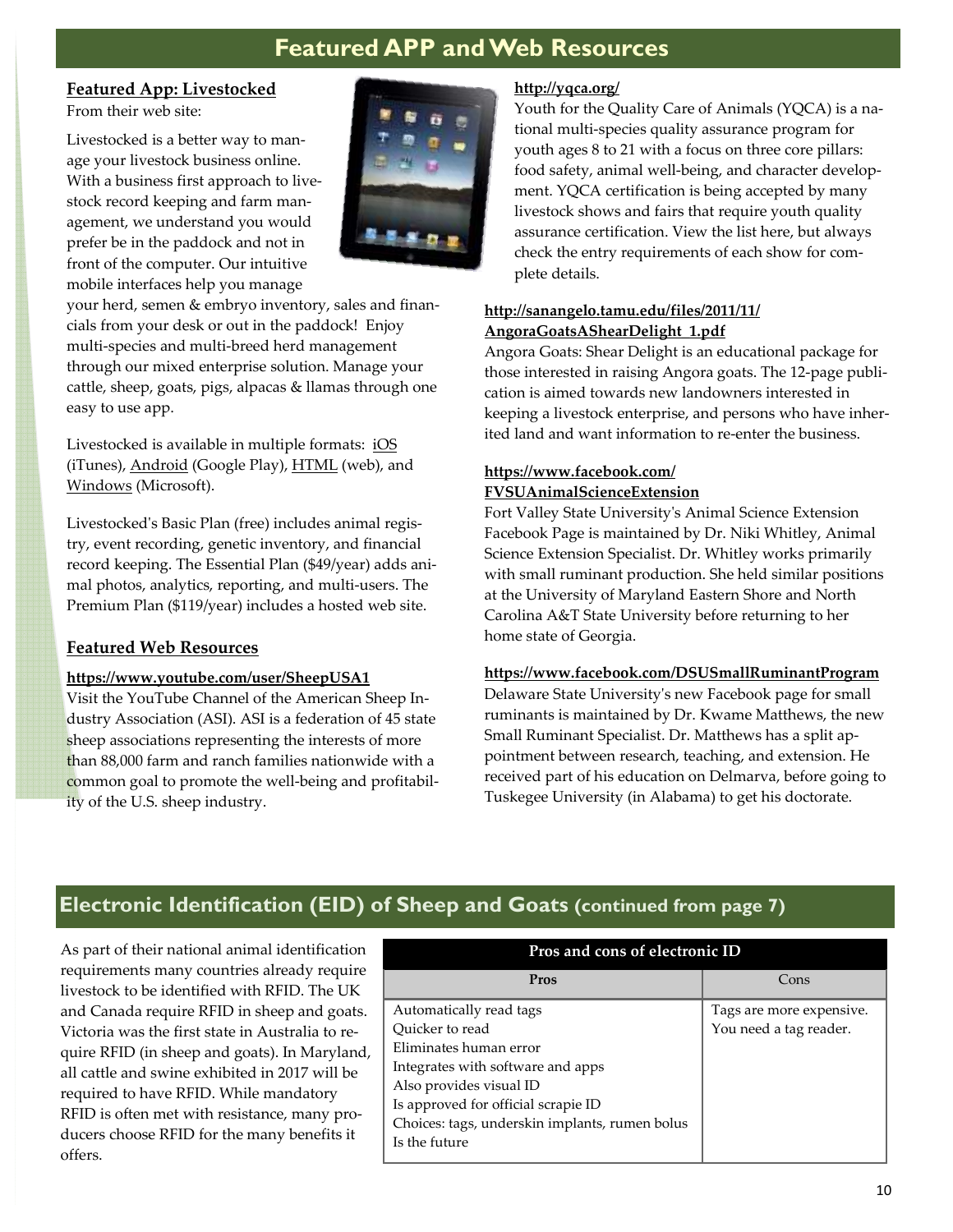## Featured APP and Web Resources

### Featured App: Livestocked

From their web site:

Livestocked is a better way to manage your livestock business online. With a business first approach to livestock record keeping and farm management, we understand you would prefer be in the paddock and not in front of the computer. Our intuitive mobile interfaces help you manage your herd, semen & embryo inventory, sales and financials from your desk or out in the paddock! Enjoy multi-species and multi-breed herd management through our mixed enterprise solution. Manage your cattle, sheep, goats, pigs, alpacas & llamas through one easy to use app.

Livestocked is available in multiple formats: iOS (iTunes), Android (Google Play), HTML (web), and Windows (Microsoft).

Livestocked's Basic Plan (free) includes animal registry, event recording, genetic inventory, and financial record keeping. The Essential Plan ($49/year) adds animal photos, analytics, reporting, and multi-users. The Premium Plan ($119/year) includes a hosted web site.

### Featured Web Resources

**https://www.youtube.com/user/SheepUSA1**

Visit the YouTube Channel of the American Sheep Industry Association (ASI). ASI is a federation of 45 state sheep associations representing the interests of more than 88,000 farm and ranch families nationwide with a common goal to promote the well-being and profitability of the U.S. sheep industry.

**http://yqca.org/**

Youth for the Quality Care of Animals (YQCA) is a national multi-species quality assurance program for youth ages 8 to 21 with a focus on three core pillars: food safety, animal well-being, and character development. YQCA certification is being accepted by many livestock shows and fairs that require youth quality assurance certification. View the list here, but always check the entry requirements of each show for complete details.

**http://sanangelo.tamu.edu/files/2011/11/AngoraGoatsAShearDelight_1.pdf**

Angora Goats: Shear Delight is an educational package for those interested in raising Angora goats. The 12-page publication is aimed towards new landowners interested in keeping a livestock enterprise, and persons who have inherited land and want information to re-enter the business.

**https://www.facebook.com/FVSUAnimalScienceExtension**

Fort Valley State University's Animal Science Extension Facebook Page is maintained by Dr. Niki Whitley, Animal Science Extension Specialist. Dr. Whitley works primarily with small ruminant production. She held similar positions at the University of Maryland Eastern Shore and North Carolina A&T State University before returning to her home state of Georgia.

**https://www.facebook.com/DSUSmallRuminantProgram**

Delaware State University's new Facebook page for small ruminants is maintained by Dr. Kwame Matthews, the new Small Ruminant Specialist. Dr. Matthews has a split appointment between research, teaching, and extension. He received part of his education on Delmarva, before going to Tuskegee University (in Alabama) to get his doctorate.

## Electronic Identification (EID) of Sheep and Goats (continued from page 7)

As part of their national animal identification requirements many countries already require livestock to be identified with RFID. The UK and Canada require RFID in sheep and goats. Victoria was the first state in Australia to require RFID (in sheep and goats). In Maryland, all cattle and swine exhibited in 2017 will be required to have RFID. While mandatory RFID is often met with resistance, many producers choose RFID for the many benefits it offers.

**Pros and cons of electronic ID**

| Pros | Cons |
|---|---|
| Automatically read tags<br>Quicker to read<br>Eliminates human error<br>Integrates with software and apps<br>Also provides visual ID<br>Is approved for official scrapie ID<br>Choices: tags, underskin implants, rumen bolus<br>Is the future | Tags are more expensive.<br>You need a tag reader. |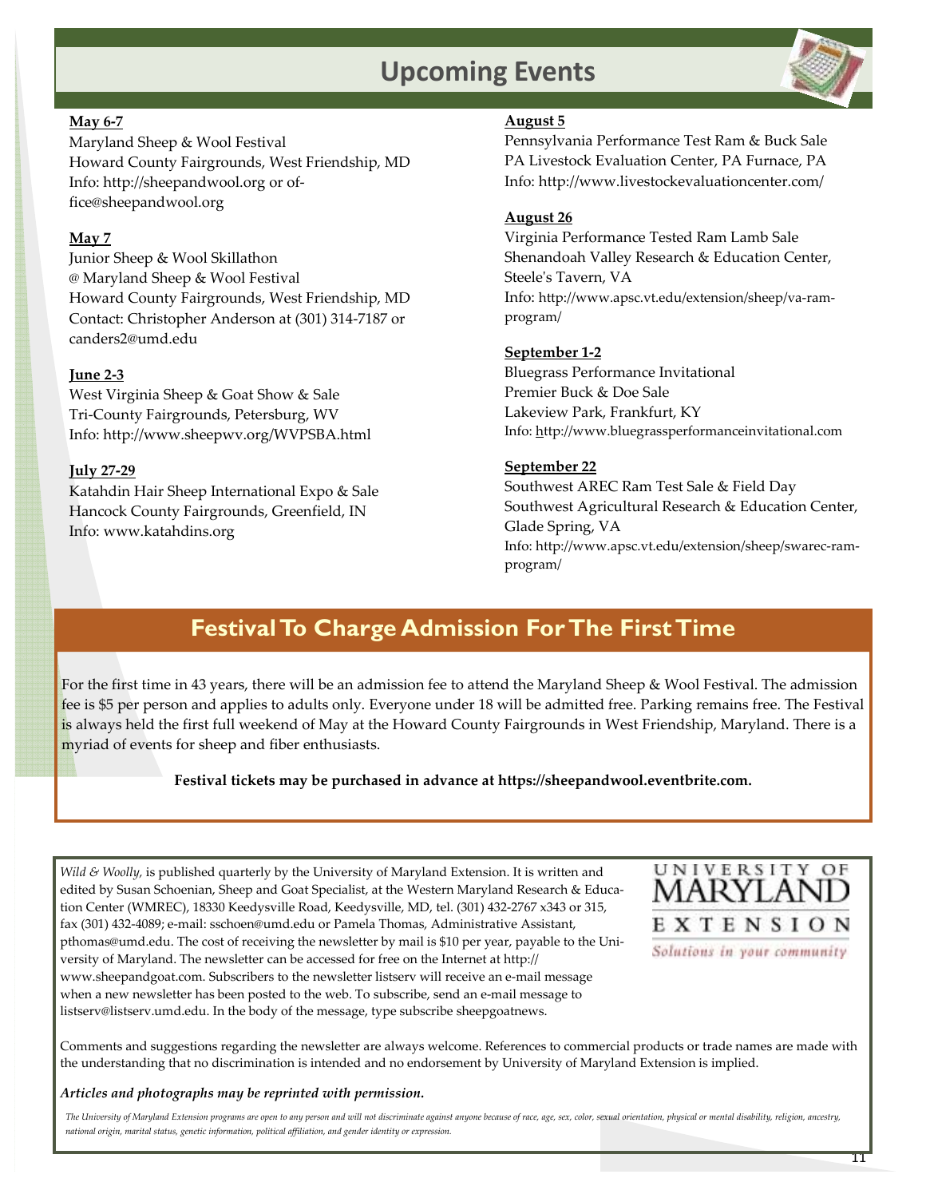# Upcoming Events

**May 6-7**
Maryland Sheep & Wool Festival
Howard County Fairgrounds, West Friendship, MD
Info: http://sheepandwool.org or office@sheepandwool.org

**May 7**
Junior Sheep & Wool Skillathon
@ Maryland Sheep & Wool Festival
Howard County Fairgrounds, West Friendship, MD
Contact: Christopher Anderson at (301) 314-7187 or canders2@umd.edu

**June 2-3**
West Virginia Sheep & Goat Show & Sale
Tri-County Fairgrounds, Petersburg, WV
Info: http://www.sheepwv.org/WVPSBA.html

**July 27-29**
Katahdin Hair Sheep International Expo & Sale
Hancock County Fairgrounds, Greenfield, IN
Info: www.katahdins.org

**August 5**
Pennsylvania Performance Test Ram & Buck Sale
PA Livestock Evaluation Center, PA Furnace, PA
Info: http://www.livestockevaluationcenter.com/

**August 26**
Virginia Performance Tested Ram Lamb Sale
Shenandoah Valley Research & Education Center, Steele's Tavern, VA
Info: http://www.apsc.vt.edu/extension/sheep/va-ram-program/

**September 1-2**
Bluegrass Performance Invitational
Premier Buck & Doe Sale
Lakeview Park, Frankfurt, KY
Info: http://www.bluegrassperformanceinvitational.com

**September 22**
Southwest AREC Ram Test Sale & Field Day
Southwest Agricultural Research & Education Center, Glade Spring, VA
Info: http://www.apsc.vt.edu/extension/sheep/swarec-ram-program/

## Festival To Charge Admission For The First Time

For the first time in 43 years, there will be an admission fee to attend the Maryland Sheep & Wool Festival. The admission fee is $5 per person and applies to adults only. Everyone under 18 will be admitted free. Parking remains free. The Festival is always held the first full weekend of May at the Howard County Fairgrounds in West Friendship, Maryland. There is a myriad of events for sheep and fiber enthusiasts.

**Festival tickets may be purchased in advance at https://sheepandwool.eventbrite.com.**

---

*Wild & Woolly,* is published quarterly by the University of Maryland Extension. It is written and edited by Susan Schoenian, Sheep and Goat Specialist, at the Western Maryland Research & Education Center (WMREC), 18330 Keedysville Road, Keedysville, MD, tel. (301) 432-2767 x343 or 315, fax (301) 432-4089; e-mail: sschoen@umd.edu or Pamela Thomas, Administrative Assistant, pthomas@umd.edu. The cost of receiving the newsletter by mail is $10 per year, payable to the University of Maryland. The newsletter can be accessed for free on the Internet at http://www.sheepandgoat.com. Subscribers to the newsletter listserv will receive an e-mail message when a new newsletter has been posted to the web. To subscribe, send an e-mail message to listserv@listserv.umd.edu. In the body of the message, type subscribe sheepgoatnews.

UNIVERSITY OF MARYLAND EXTENSION
*Solutions in your community*

Comments and suggestions regarding the newsletter are always welcome. References to commercial products or trade names are made with the understanding that no discrimination is intended and no endorsement by University of Maryland Extension is implied.

***Articles and photographs may be reprinted with permission.***

*The University of Maryland Extension programs are open to any person and will not discriminate against anyone because of race, age, sex, color, sexual orientation, physical or mental disability, religion, ancestry, national origin, marital status, genetic information, political affiliation, and gender identity or expression.*